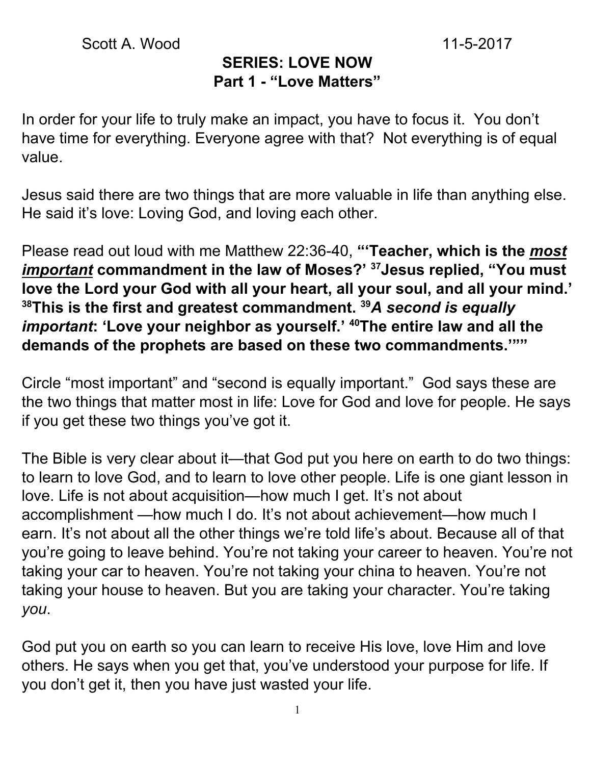Scott A. Wood 11-5-2017

## SERIES: LOVE NOW

## Part 1 - "Love Matters"

In order for your life to truly make an impact, you have to focus it. You don't have time for everything. Everyone agree with that? Not everything is of equal value.

Jesus said there are two things that are more valuable in life than anything else. He said it's love: Loving God, and loving each other.

Please read out loud with me Matthew 22:36-40, **"'Teacher, which is the *<u>most important</u>* commandment in the law of Moses?' [37]Jesus replied, "You must love the Lord your God with all your heart, all your soul, and all your mind.' [38]This is the first and greatest commandment. [39]*A second is equally important*: 'Love your neighbor as yourself.' [40]The entire law and all the demands of the prophets are based on these two commandments.'""**

Circle "most important" and "second is equally important." God says these are the two things that matter most in life: Love for God and love for people. He says if you get these two things you've got it.

The Bible is very clear about it—that God put you here on earth to do two things: to learn to love God, and to learn to love other people. Life is one giant lesson in love. Life is not about acquisition—how much I get. It's not about accomplishment —how much I do. It's not about achievement—how much I earn. It's not about all the other things we're told life's about. Because all of that you're going to leave behind. You're not taking your career to heaven. You're not taking your car to heaven. You're not taking your china to heaven. You're not taking your house to heaven. But you are taking your character. You're taking *you*.

God put you on earth so you can learn to receive His love, love Him and love others. He says when you get that, you've understood your purpose for life. If you don't get it, then you have just wasted your life.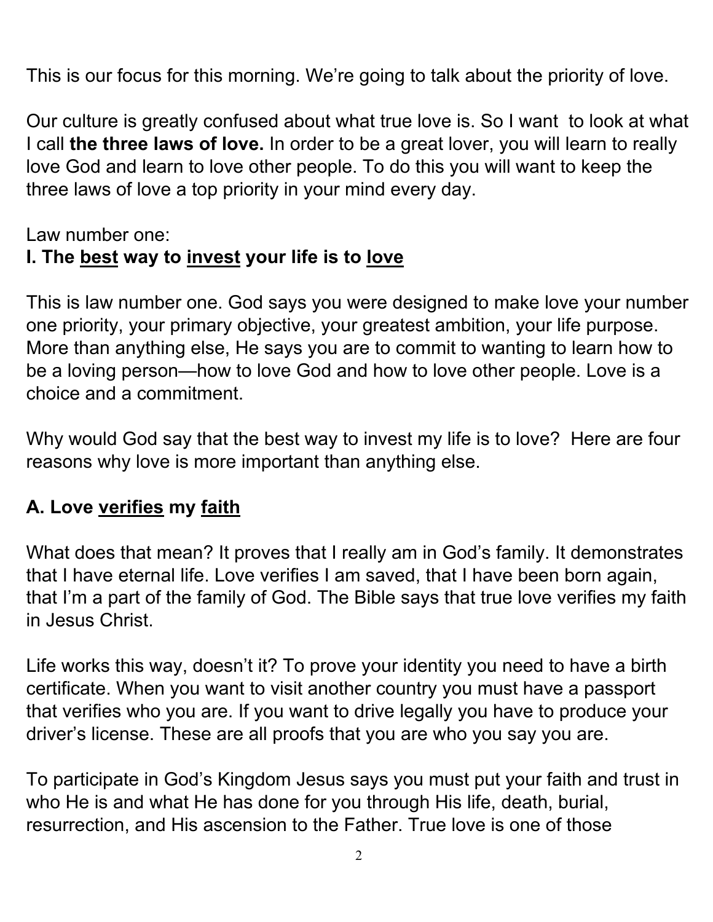This is our focus for this morning. We're going to talk about the priority of love.

Our culture is greatly confused about what true love is. So I want to look at what I call **the three laws of love.** In order to be a great lover, you will learn to really love God and learn to love other people. To do this you will want to keep the three laws of love a top priority in your mind every day.

Law number one:

## I. The <u>best</u> way to <u>invest</u> your life is to <u>love</u>

This is law number one. God says you were designed to make love your number one priority, your primary objective, your greatest ambition, your life purpose. More than anything else, He says you are to commit to wanting to learn how to be a loving person—how to love God and how to love other people. Love is a choice and a commitment.

Why would God say that the best way to invest my life is to love? Here are four reasons why love is more important than anything else.

### A. Love <u>verifies</u> my <u>faith</u>

What does that mean? It proves that I really am in God's family. It demonstrates that I have eternal life. Love verifies I am saved, that I have been born again, that I'm a part of the family of God. The Bible says that true love verifies my faith in Jesus Christ.

Life works this way, doesn't it? To prove your identity you need to have a birth certificate. When you want to visit another country you must have a passport that verifies who you are. If you want to drive legally you have to produce your driver's license. These are all proofs that you are who you say you are.

To participate in God's Kingdom Jesus says you must put your faith and trust in who He is and what He has done for you through His life, death, burial, resurrection, and His ascension to the Father. True love is one of those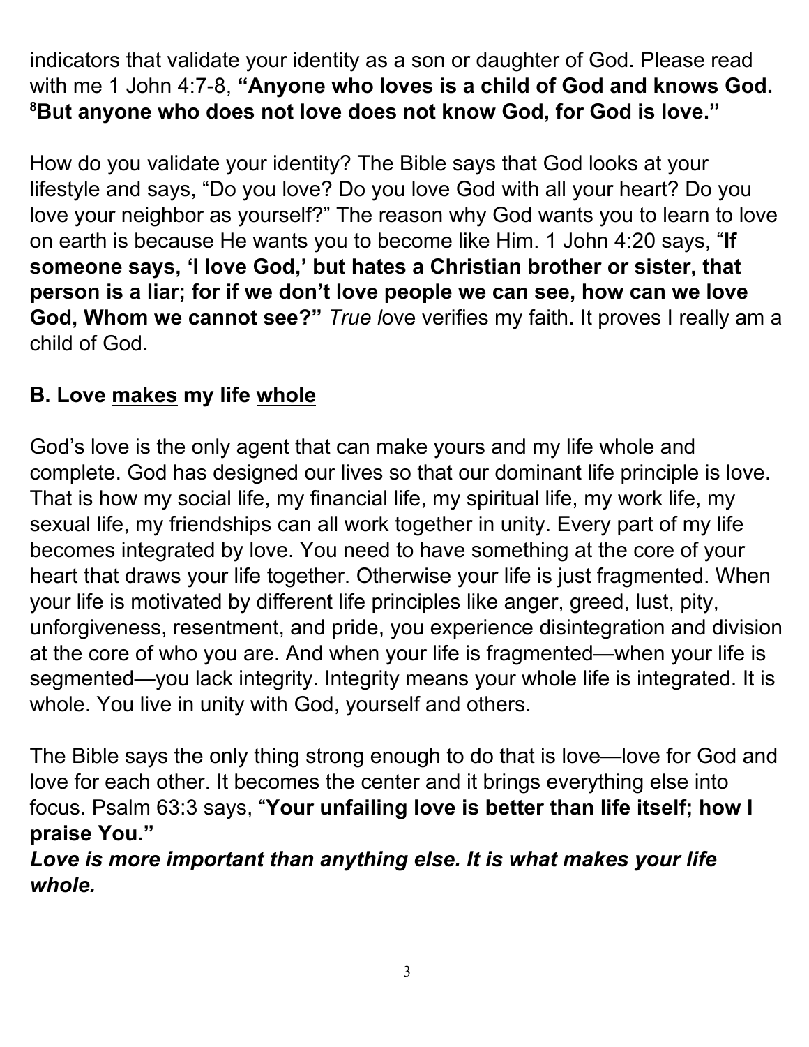indicators that validate your identity as a son or daughter of God. Please read with me 1 John 4:7-8, **"Anyone who loves is a child of God and knows God. [8]But anyone who does not love does not know God, for God is love."**

How do you validate your identity? The Bible says that God looks at your lifestyle and says, "Do you love? Do you love God with all your heart? Do you love your neighbor as yourself?" The reason why God wants you to learn to love on earth is because He wants you to become like Him. 1 John 4:20 says, "**If someone says, 'I love God,' but hates a Christian brother or sister, that person is a liar; for if we don't love people we can see, how can we love God, Whom we cannot see?"** *True l*ove verifies my faith. It proves I really am a child of God.

### B. Love <u>makes</u> my life <u>whole</u>

God's love is the only agent that can make yours and my life whole and complete. God has designed our lives so that our dominant life principle is love. That is how my social life, my financial life, my spiritual life, my work life, my sexual life, my friendships can all work together in unity. Every part of my life becomes integrated by love. You need to have something at the core of your heart that draws your life together. Otherwise your life is just fragmented. When your life is motivated by different life principles like anger, greed, lust, pity, unforgiveness, resentment, and pride, you experience disintegration and division at the core of who you are. And when your life is fragmented—when your life is segmented—you lack integrity. Integrity means your whole life is integrated. It is whole. You live in unity with God, yourself and others.

The Bible says the only thing strong enough to do that is love—love for God and love for each other. It becomes the center and it brings everything else into focus. Psalm 63:3 says, "**Your unfailing love is better than life itself; how I praise You."**

***Love is more important than anything else. It is what makes your life whole.***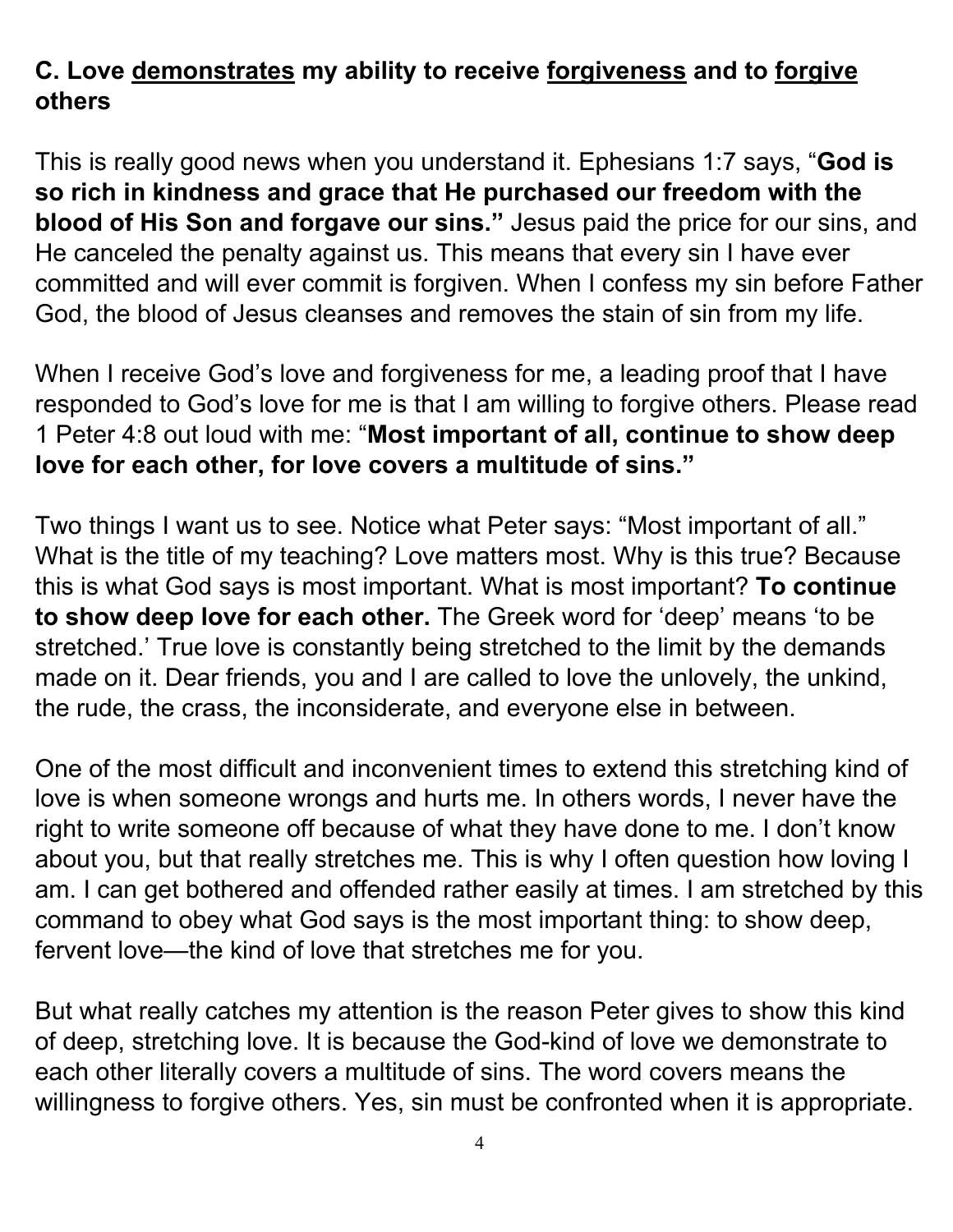### C. Love <u>demonstrates</u> my ability to receive <u>forgiveness</u> and to <u>forgive</u> others

This is really good news when you understand it. Ephesians 1:7 says, "**God is so rich in kindness and grace that He purchased our freedom with the blood of His Son and forgave our sins.**" Jesus paid the price for our sins, and He canceled the penalty against us. This means that every sin I have ever committed and will ever commit is forgiven. When I confess my sin before Father God, the blood of Jesus cleanses and removes the stain of sin from my life.

When I receive God's love and forgiveness for me, a leading proof that I have responded to God's love for me is that I am willing to forgive others. Please read 1 Peter 4:8 out loud with me: "**Most important of all, continue to show deep love for each other, for love covers a multitude of sins.**"

Two things I want us to see. Notice what Peter says: "Most important of all." What is the title of my teaching? Love matters most. Why is this true? Because this is what God says is most important. What is most important? **To continue to show deep love for each other.** The Greek word for 'deep' means 'to be stretched.' True love is constantly being stretched to the limit by the demands made on it. Dear friends, you and I are called to love the unlovely, the unkind, the rude, the crass, the inconsiderate, and everyone else in between.

One of the most difficult and inconvenient times to extend this stretching kind of love is when someone wrongs and hurts me. In others words, I never have the right to write someone off because of what they have done to me. I don't know about you, but that really stretches me. This is why I often question how loving I am. I can get bothered and offended rather easily at times. I am stretched by this command to obey what God says is the most important thing: to show deep, fervent love—the kind of love that stretches me for you.

But what really catches my attention is the reason Peter gives to show this kind of deep, stretching love. It is because the God-kind of love we demonstrate to each other literally covers a multitude of sins. The word covers means the willingness to forgive others. Yes, sin must be confronted when it is appropriate.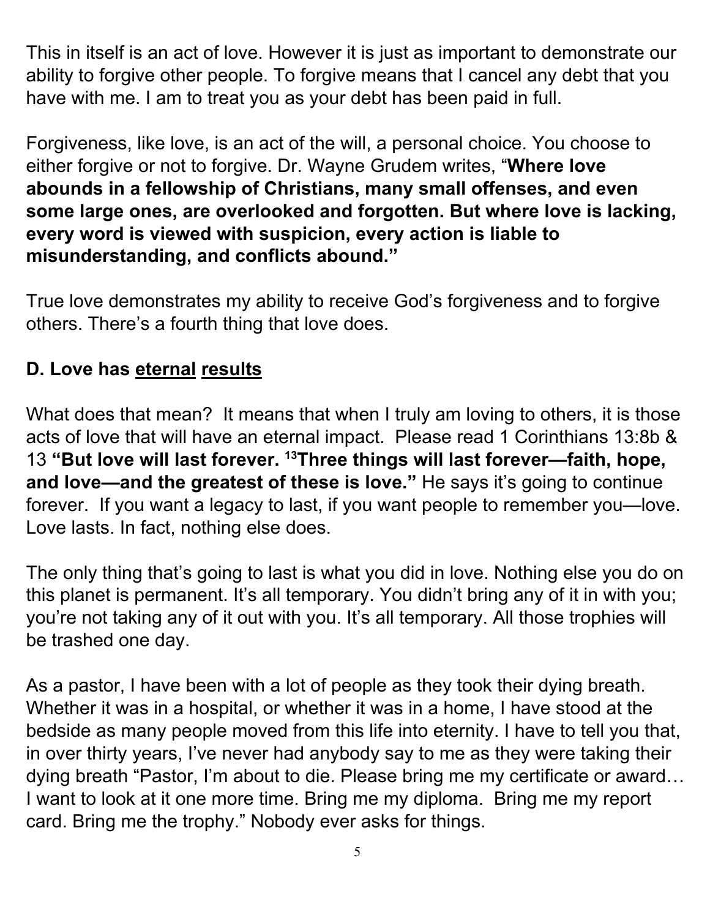This in itself is an act of love. However it is just as important to demonstrate our ability to forgive other people. To forgive means that I cancel any debt that you have with me. I am to treat you as your debt has been paid in full.

Forgiveness, like love, is an act of the will, a personal choice. You choose to either forgive or not to forgive. Dr. Wayne Grudem writes, "**Where love abounds in a fellowship of Christians, many small offenses, and even some large ones, are overlooked and forgotten. But where love is lacking, every word is viewed with suspicion, every action is liable to misunderstanding, and conflicts abound.**"

True love demonstrates my ability to receive God's forgiveness and to forgive others. There's a fourth thing that love does.

### D. Love has <u>eternal</u> <u>results</u>

What does that mean? It means that when I truly am loving to others, it is those acts of love that will have an eternal impact. Please read 1 Corinthians 13:8b & 13 **"But love will last forever. [13]Three things will last forever—faith, hope, and love—and the greatest of these is love."** He says it's going to continue forever. If you want a legacy to last, if you want people to remember you—love. Love lasts. In fact, nothing else does.

The only thing that's going to last is what you did in love. Nothing else you do on this planet is permanent. It's all temporary. You didn't bring any of it in with you; you're not taking any of it out with you. It's all temporary. All those trophies will be trashed one day.

As a pastor, I have been with a lot of people as they took their dying breath. Whether it was in a hospital, or whether it was in a home, I have stood at the bedside as many people moved from this life into eternity. I have to tell you that, in over thirty years, I've never had anybody say to me as they were taking their dying breath "Pastor, I'm about to die. Please bring me my certificate or award… I want to look at it one more time. Bring me my diploma. Bring me my report card. Bring me the trophy." Nobody ever asks for things.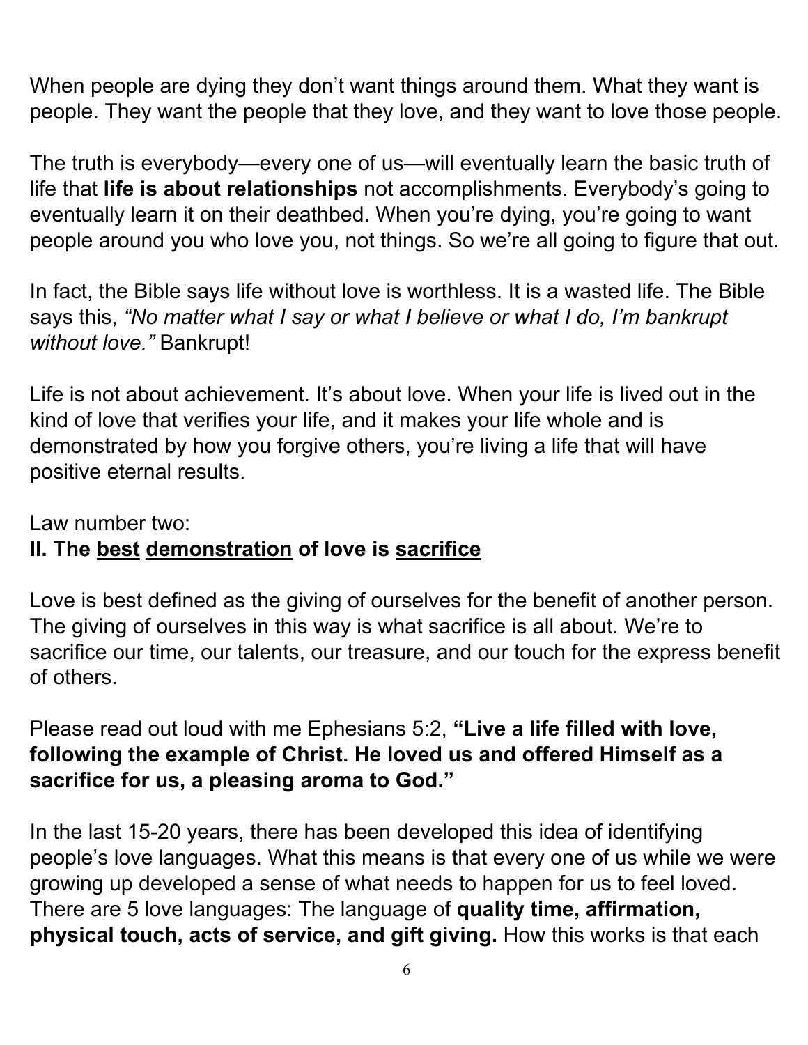When people are dying they don't want things around them. What they want is people. They want the people that they love, and they want to love those people.

The truth is everybody—every one of us—will eventually learn the basic truth of life that **life is about relationships** not accomplishments. Everybody's going to eventually learn it on their deathbed. When you're dying, you're going to want people around you who love you, not things. So we're all going to figure that out.

In fact, the Bible says life without love is worthless. It is a wasted life. The Bible says this, *"No matter what I say or what I believe or what I do, I'm bankrupt without love."* Bankrupt!

Life is not about achievement. It's about love. When your life is lived out in the kind of love that verifies your life, and it makes your life whole and is demonstrated by how you forgive others, you're living a life that will have positive eternal results.

Law number two:

## II. The <u>best</u> <u>demonstration</u> of love is <u>sacrifice</u>

Love is best defined as the giving of ourselves for the benefit of another person. The giving of ourselves in this way is what sacrifice is all about. We're to sacrifice our time, our talents, our treasure, and our touch for the express benefit of others.

Please read out loud with me Ephesians 5:2, **"Live a life filled with love, following the example of Christ. He loved us and offered Himself as a sacrifice for us, a pleasing aroma to God."**

In the last 15-20 years, there has been developed this idea of identifying people's love languages. What this means is that every one of us while we were growing up developed a sense of what needs to happen for us to feel loved. There are 5 love languages: The language of **quality time, affirmation, physical touch, acts of service, and gift giving.** How this works is that each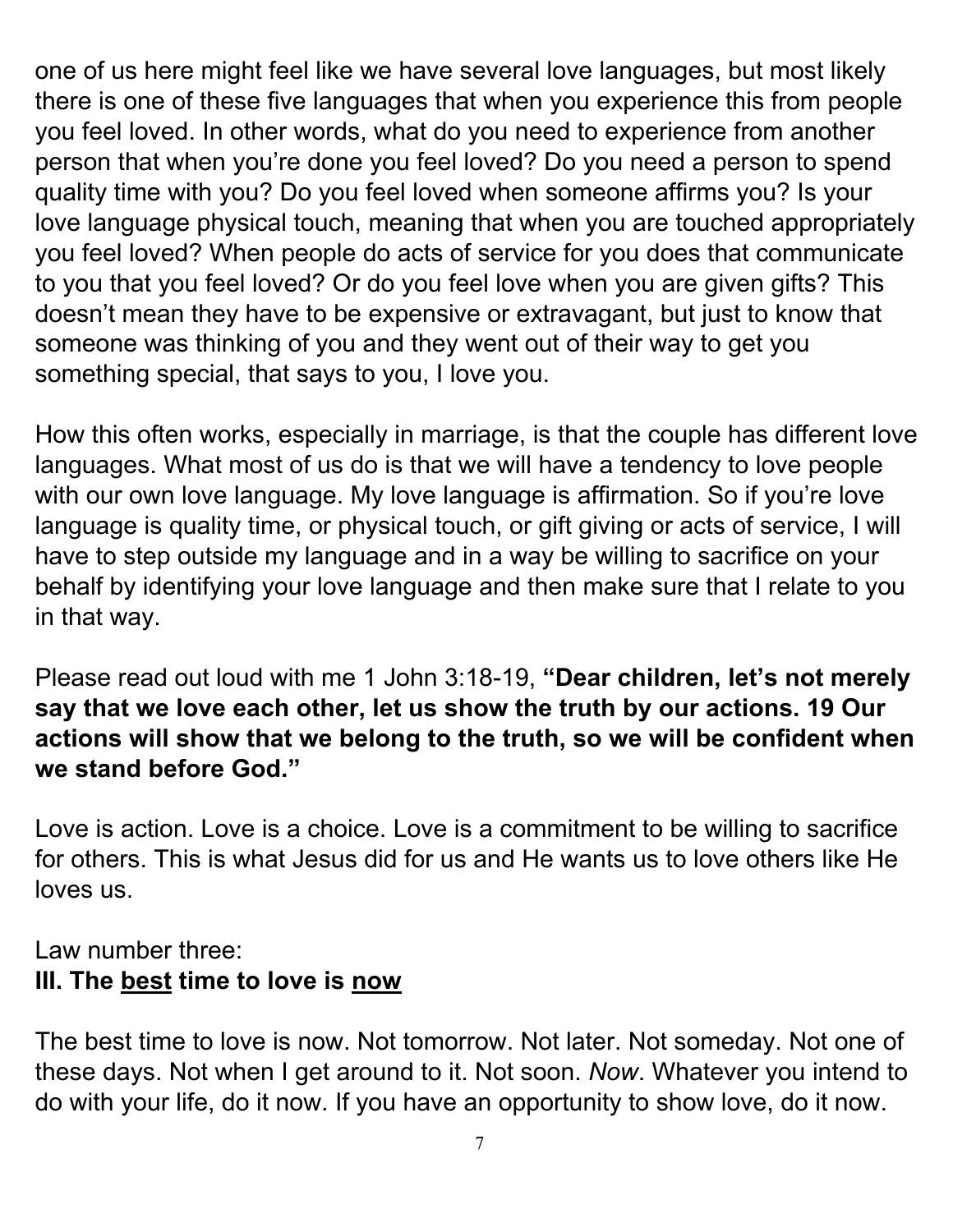one of us here might feel like we have several love languages, but most likely there is one of these five languages that when you experience this from people you feel loved. In other words, what do you need to experience from another person that when you're done you feel loved? Do you need a person to spend quality time with you? Do you feel loved when someone affirms you? Is your love language physical touch, meaning that when you are touched appropriately you feel loved? When people do acts of service for you does that communicate to you that you feel loved? Or do you feel love when you are given gifts? This doesn't mean they have to be expensive or extravagant, but just to know that someone was thinking of you and they went out of their way to get you something special, that says to you, I love you.

How this often works, especially in marriage, is that the couple has different love languages. What most of us do is that we will have a tendency to love people with our own love language. My love language is affirmation. So if you're love language is quality time, or physical touch, or gift giving or acts of service, I will have to step outside my language and in a way be willing to sacrifice on your behalf by identifying your love language and then make sure that I relate to you in that way.

Please read out loud with me 1 John 3:18-19, **"Dear children, let's not merely say that we love each other, let us show the truth by our actions. 19 Our actions will show that we belong to the truth, so we will be confident when we stand before God."**

Love is action. Love is a choice. Love is a commitment to be willing to sacrifice for others. This is what Jesus did for us and He wants us to love others like He loves us.

Law number three:
**III. The <u>best</u> time to love is <u>now</u>**

The best time to love is now. Not tomorrow. Not later. Not someday. Not one of these days. Not when I get around to it. Not soon. *Now*. Whatever you intend to do with your life, do it now. If you have an opportunity to show love, do it now.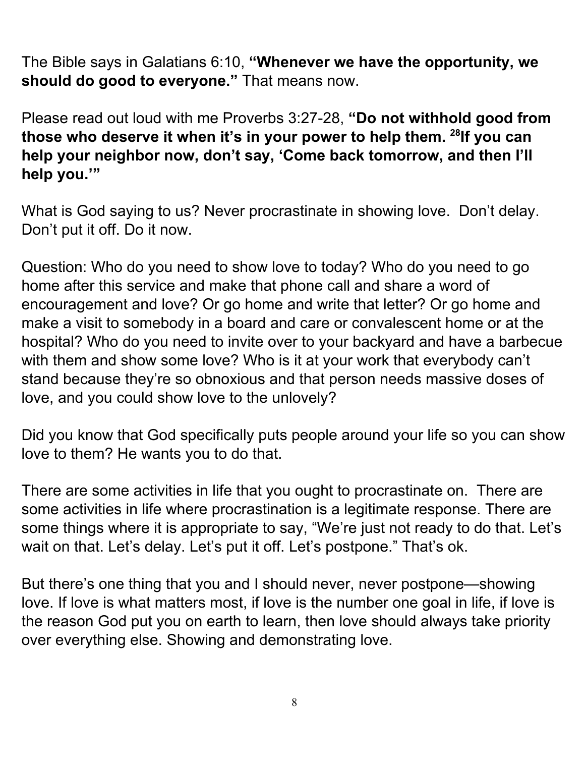The Bible says in Galatians 6:10, **"Whenever we have the opportunity, we should do good to everyone."** That means now.

Please read out loud with me Proverbs 3:27-28, **"Do not withhold good from those who deserve it when it's in your power to help them. [28]If you can help your neighbor now, don't say, 'Come back tomorrow, and then I'll help you.'"**

What is God saying to us? Never procrastinate in showing love. Don't delay. Don't put it off. Do it now.

Question: Who do you need to show love to today? Who do you need to go home after this service and make that phone call and share a word of encouragement and love? Or go home and write that letter? Or go home and make a visit to somebody in a board and care or convalescent home or at the hospital? Who do you need to invite over to your backyard and have a barbecue with them and show some love? Who is it at your work that everybody can't stand because they're so obnoxious and that person needs massive doses of love, and you could show love to the unlovely?

Did you know that God specifically puts people around your life so you can show love to them? He wants you to do that.

There are some activities in life that you ought to procrastinate on. There are some activities in life where procrastination is a legitimate response. There are some things where it is appropriate to say, "We're just not ready to do that. Let's wait on that. Let's delay. Let's put it off. Let's postpone." That's ok.

But there's one thing that you and I should never, never postpone—showing love. If love is what matters most, if love is the number one goal in life, if love is the reason God put you on earth to learn, then love should always take priority over everything else. Showing and demonstrating love.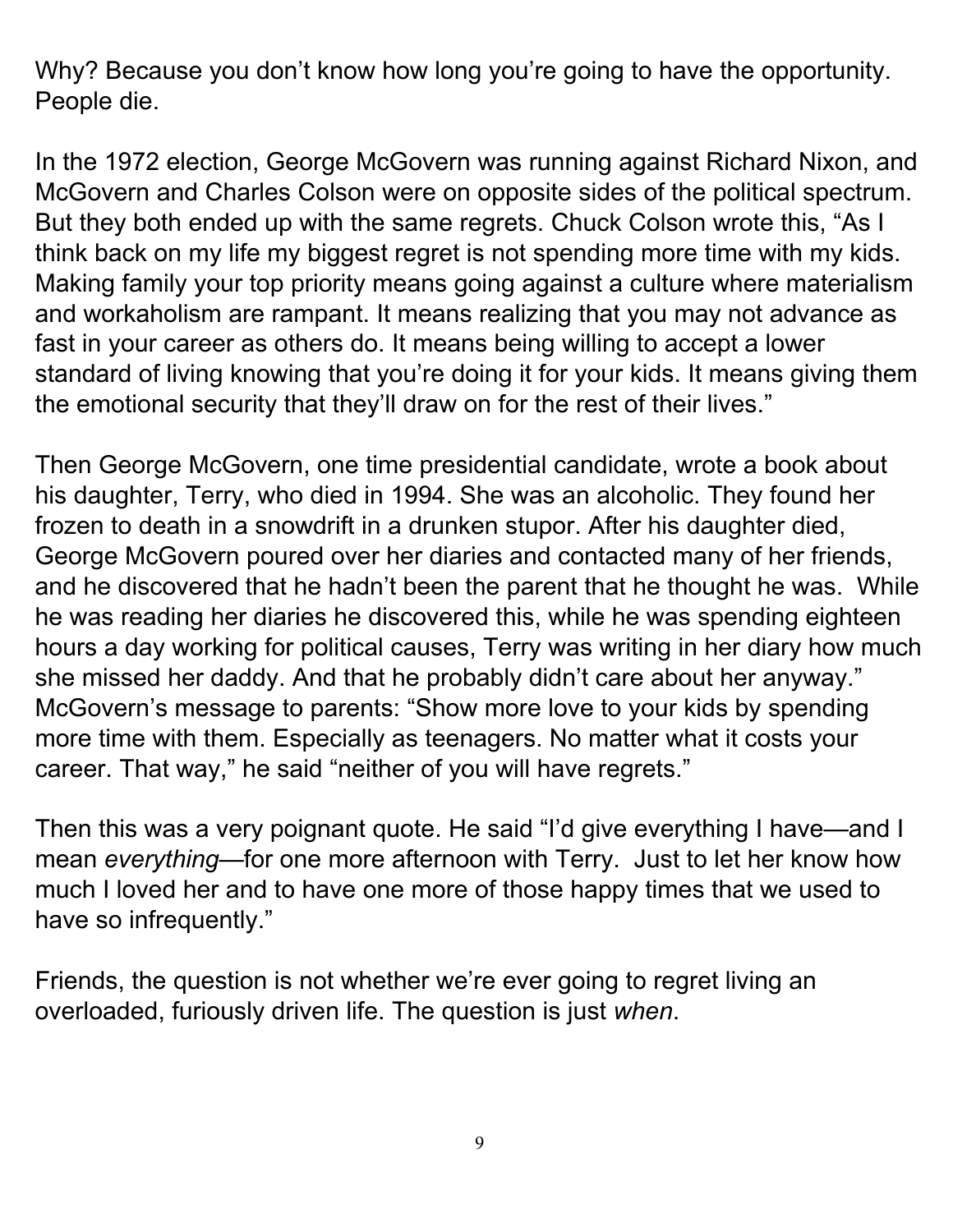Why? Because you don't know how long you're going to have the opportunity. People die.

In the 1972 election, George McGovern was running against Richard Nixon, and McGovern and Charles Colson were on opposite sides of the political spectrum. But they both ended up with the same regrets. Chuck Colson wrote this, "As I think back on my life my biggest regret is not spending more time with my kids. Making family your top priority means going against a culture where materialism and workaholism are rampant. It means realizing that you may not advance as fast in your career as others do. It means being willing to accept a lower standard of living knowing that you're doing it for your kids. It means giving them the emotional security that they'll draw on for the rest of their lives."

Then George McGovern, one time presidential candidate, wrote a book about his daughter, Terry, who died in 1994. She was an alcoholic. They found her frozen to death in a snowdrift in a drunken stupor. After his daughter died, George McGovern poured over her diaries and contacted many of her friends, and he discovered that he hadn't been the parent that he thought he was. While he was reading her diaries he discovered this, while he was spending eighteen hours a day working for political causes, Terry was writing in her diary how much she missed her daddy. And that he probably didn't care about her anyway." McGovern's message to parents: "Show more love to your kids by spending more time with them. Especially as teenagers. No matter what it costs your career. That way," he said "neither of you will have regrets."

Then this was a very poignant quote. He said "I'd give everything I have—and I mean *everything*—for one more afternoon with Terry. Just to let her know how much I loved her and to have one more of those happy times that we used to have so infrequently."

Friends, the question is not whether we're ever going to regret living an overloaded, furiously driven life. The question is just *when*.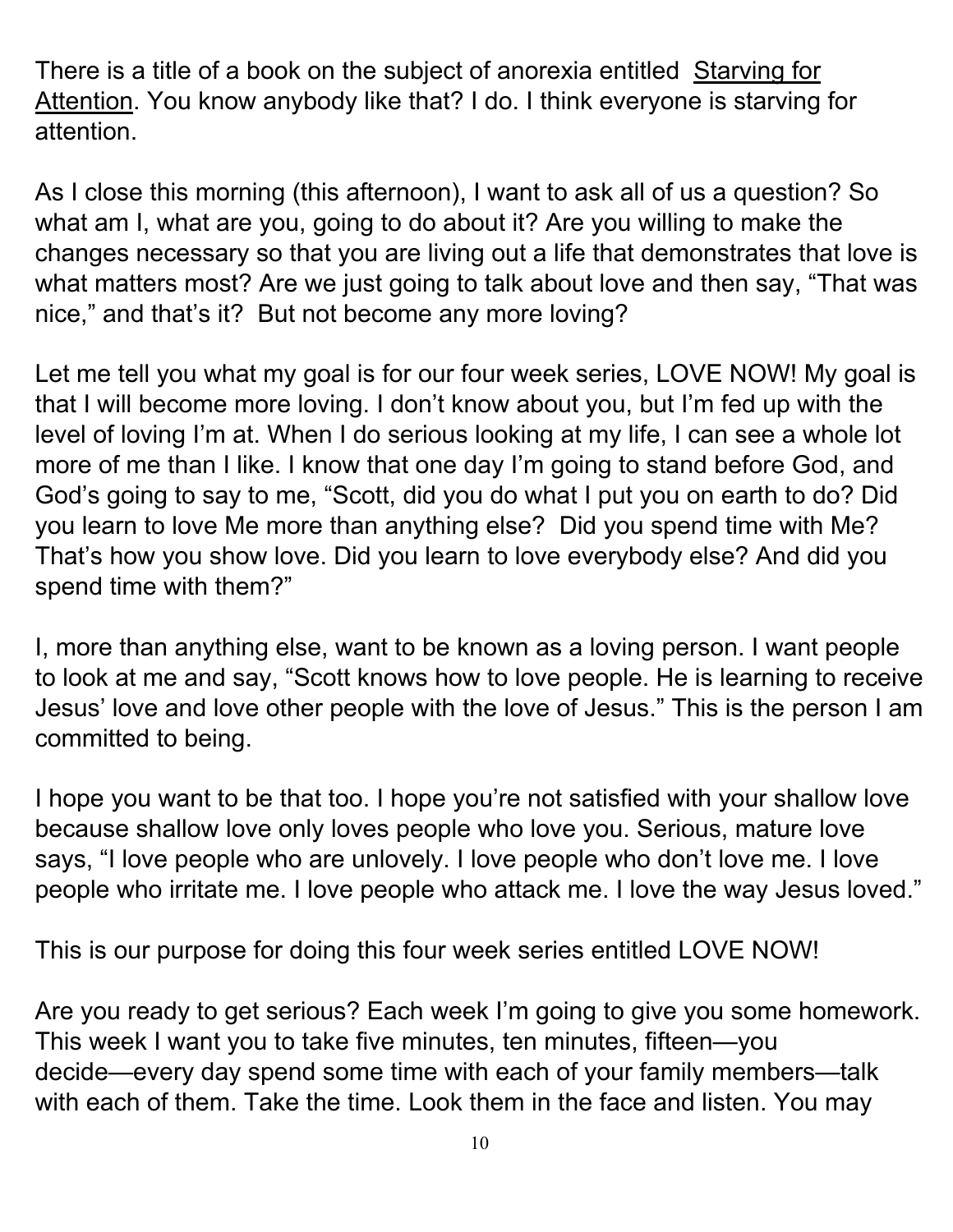There is a title of a book on the subject of anorexia entitled Starving for Attention. You know anybody like that? I do. I think everyone is starving for attention.

As I close this morning (this afternoon), I want to ask all of us a question? So what am I, what are you, going to do about it? Are you willing to make the changes necessary so that you are living out a life that demonstrates that love is what matters most? Are we just going to talk about love and then say, "That was nice," and that's it? But not become any more loving?

Let me tell you what my goal is for our four week series, LOVE NOW! My goal is that I will become more loving. I don't know about you, but I'm fed up with the level of loving I'm at. When I do serious looking at my life, I can see a whole lot more of me than I like. I know that one day I'm going to stand before God, and God's going to say to me, "Scott, did you do what I put you on earth to do? Did you learn to love Me more than anything else? Did you spend time with Me? That's how you show love. Did you learn to love everybody else? And did you spend time with them?"

I, more than anything else, want to be known as a loving person. I want people to look at me and say, "Scott knows how to love people. He is learning to receive Jesus' love and love other people with the love of Jesus." This is the person I am committed to being.

I hope you want to be that too. I hope you're not satisfied with your shallow love because shallow love only loves people who love you. Serious, mature love says, "I love people who are unlovely. I love people who don't love me. I love people who irritate me. I love people who attack me. I love the way Jesus loved."

This is our purpose for doing this four week series entitled LOVE NOW!

Are you ready to get serious? Each week I'm going to give you some homework. This week I want you to take five minutes, ten minutes, fifteen—you decide—every day spend some time with each of your family members—talk with each of them. Take the time. Look them in the face and listen. You may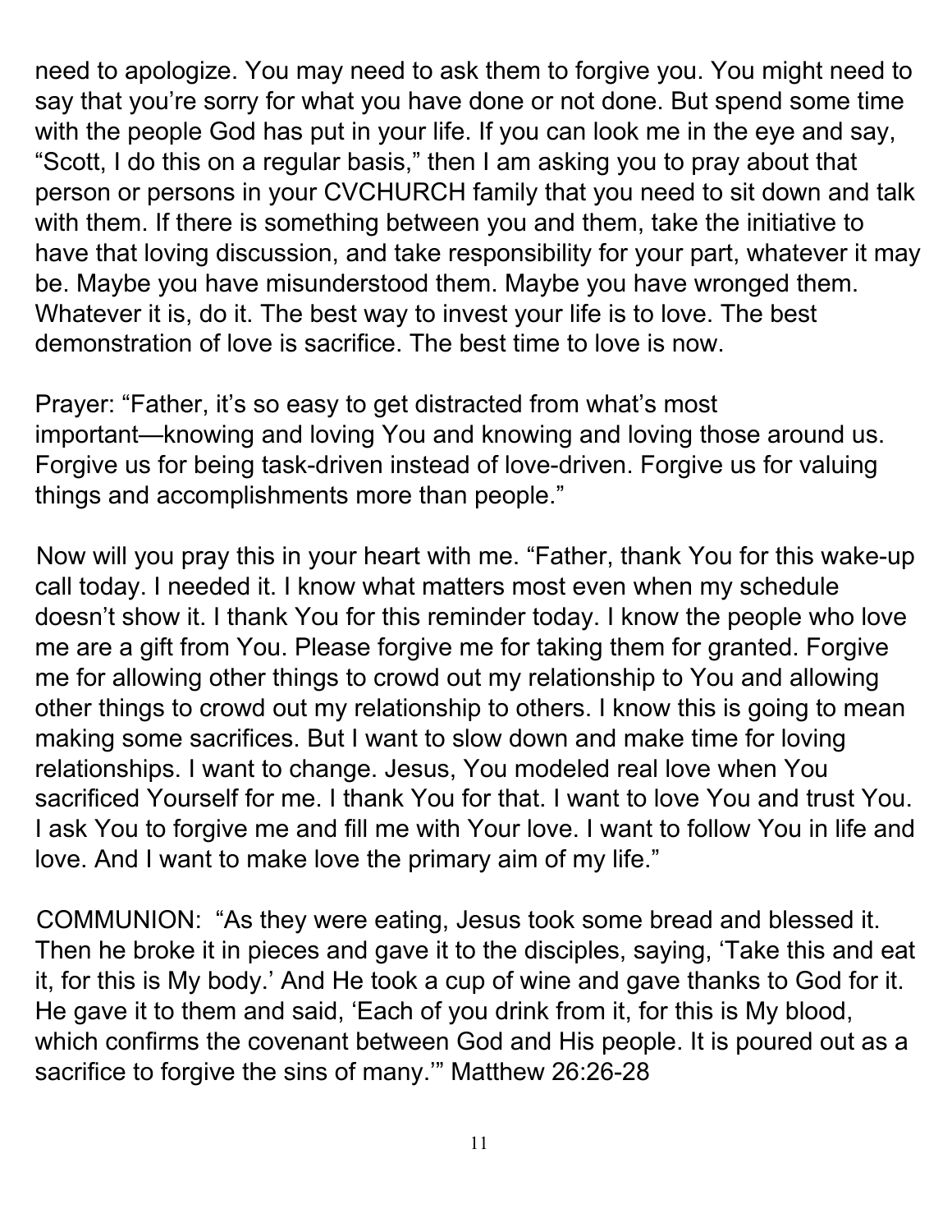need to apologize. You may need to ask them to forgive you. You might need to say that you're sorry for what you have done or not done. But spend some time with the people God has put in your life. If you can look me in the eye and say, "Scott, I do this on a regular basis," then I am asking you to pray about that person or persons in your CVCHURCH family that you need to sit down and talk with them. If there is something between you and them, take the initiative to have that loving discussion, and take responsibility for your part, whatever it may be. Maybe you have misunderstood them. Maybe you have wronged them. Whatever it is, do it. The best way to invest your life is to love. The best demonstration of love is sacrifice. The best time to love is now.

Prayer: "Father, it's so easy to get distracted from what's most important—knowing and loving You and knowing and loving those around us. Forgive us for being task-driven instead of love-driven. Forgive us for valuing things and accomplishments more than people."

Now will you pray this in your heart with me. "Father, thank You for this wake-up call today. I needed it. I know what matters most even when my schedule doesn't show it. I thank You for this reminder today. I know the people who love me are a gift from You. Please forgive me for taking them for granted. Forgive me for allowing other things to crowd out my relationship to You and allowing other things to crowd out my relationship to others. I know this is going to mean making some sacrifices. But I want to slow down and make time for loving relationships. I want to change. Jesus, You modeled real love when You sacrificed Yourself for me. I thank You for that. I want to love You and trust You. I ask You to forgive me and fill me with Your love. I want to follow You in life and love. And I want to make love the primary aim of my life."

COMMUNION: "As they were eating, Jesus took some bread and blessed it. Then he broke it in pieces and gave it to the disciples, saying, 'Take this and eat it, for this is My body.' And He took a cup of wine and gave thanks to God for it. He gave it to them and said, 'Each of you drink from it, for this is My blood, which confirms the covenant between God and His people. It is poured out as a sacrifice to forgive the sins of many.'" Matthew 26:26-28